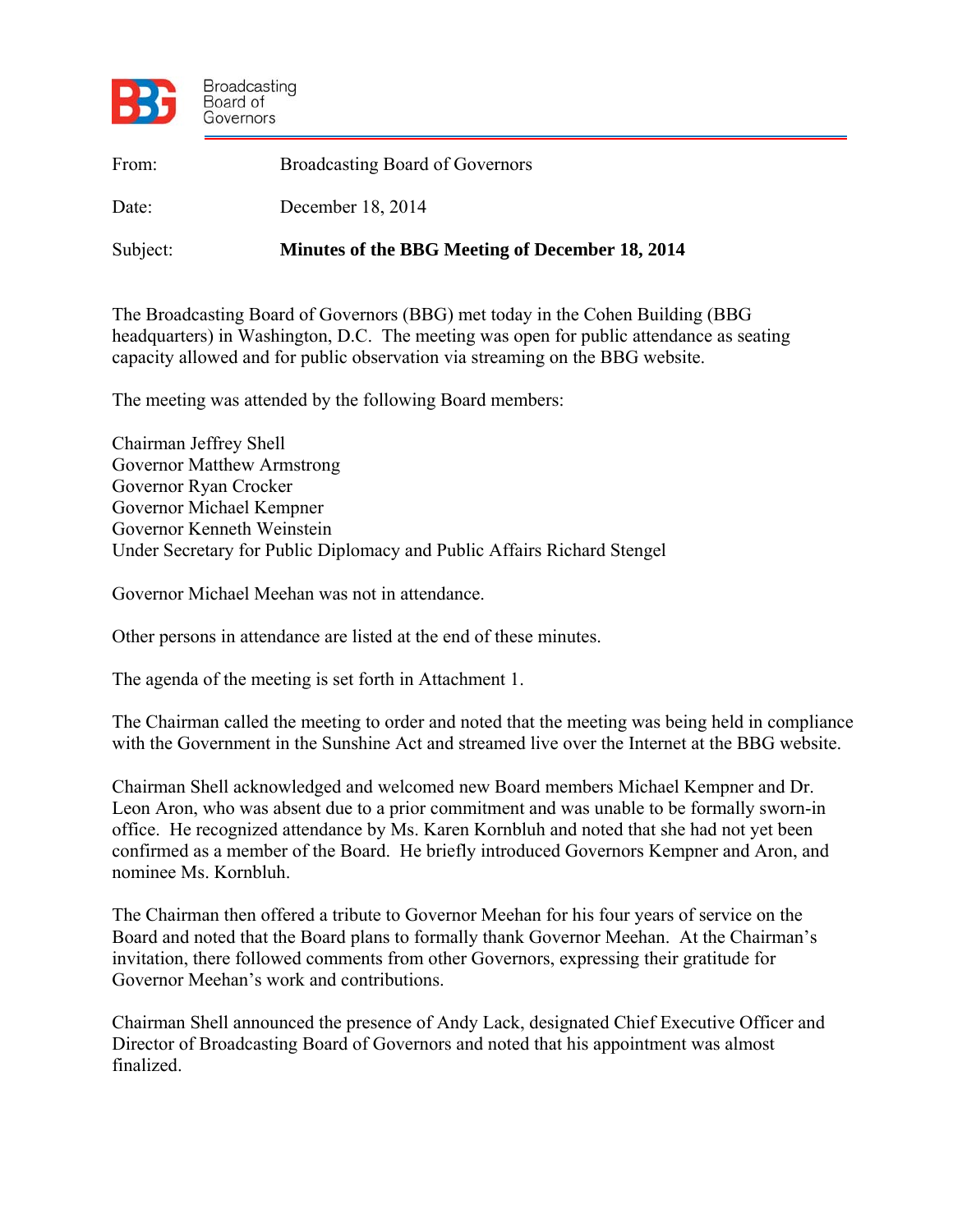Broadcasting Board of Governors

From: Broadcasting Board of Governors

Date: December 18, 2014

Subject: **Minutes of the BBG Meeting of December 18, 2014**

The Broadcasting Board of Governors (BBG) met today in the Cohen Building (BBG headquarters) in Washington, D.C. The meeting was open for public attendance as seating capacity allowed and for public observation via streaming on the BBG website.

The meeting was attended by the following Board members:

Chairman Jeffrey Shell
Governor Matthew Armstrong
Governor Ryan Crocker
Governor Michael Kempner
Governor Kenneth Weinstein
Under Secretary for Public Diplomacy and Public Affairs Richard Stengel

Governor Michael Meehan was not in attendance.

Other persons in attendance are listed at the end of these minutes.

The agenda of the meeting is set forth in Attachment 1.

The Chairman called the meeting to order and noted that the meeting was being held in compliance with the Government in the Sunshine Act and streamed live over the Internet at the BBG website.

Chairman Shell acknowledged and welcomed new Board members Michael Kempner and Dr. Leon Aron, who was absent due to a prior commitment and was unable to be formally sworn-in office. He recognized attendance by Ms. Karen Kornbluh and noted that she had not yet been confirmed as a member of the Board. He briefly introduced Governors Kempner and Aron, and nominee Ms. Kornbluh.

The Chairman then offered a tribute to Governor Meehan for his four years of service on the Board and noted that the Board plans to formally thank Governor Meehan. At the Chairman's invitation, there followed comments from other Governors, expressing their gratitude for Governor Meehan's work and contributions.

Chairman Shell announced the presence of Andy Lack, designated Chief Executive Officer and Director of Broadcasting Board of Governors and noted that his appointment was almost finalized.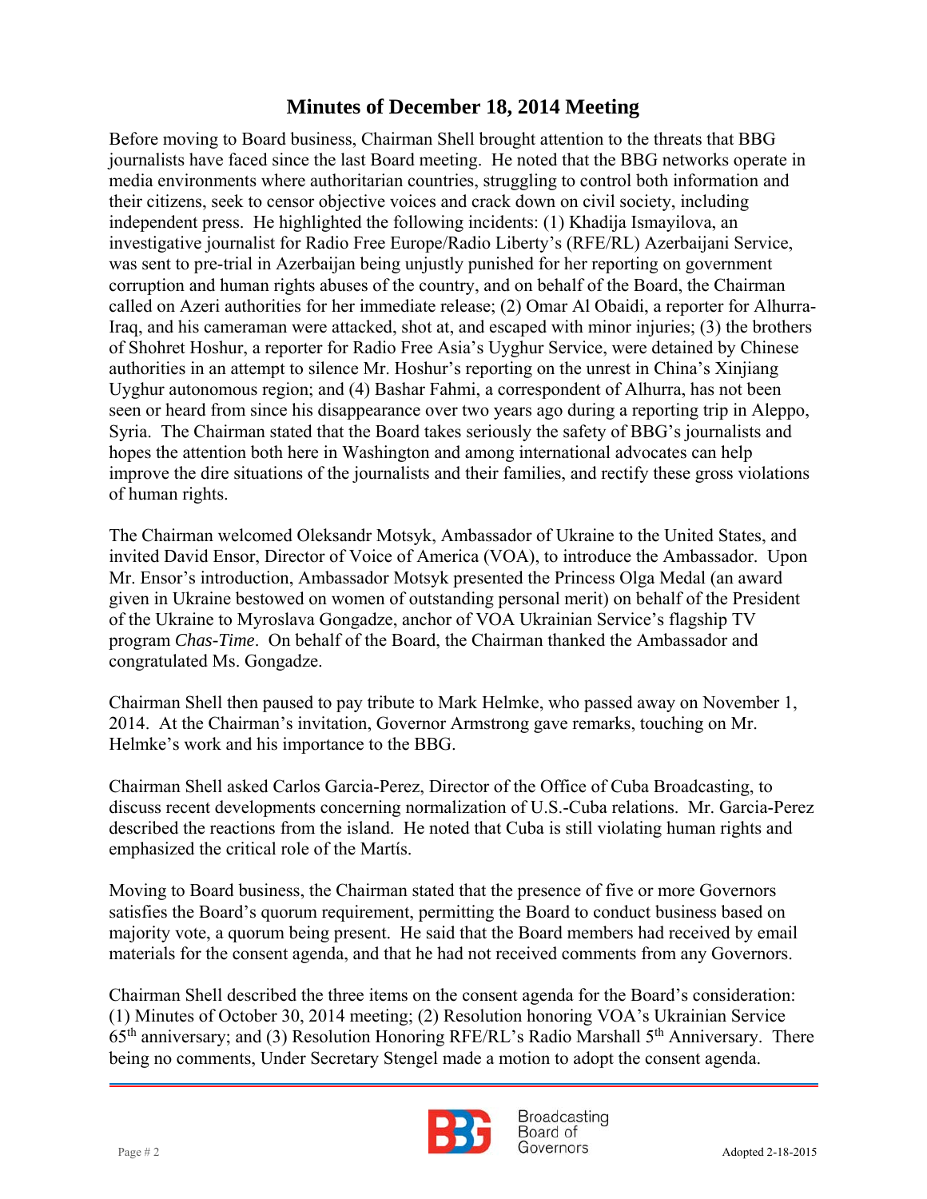## Minutes of December 18, 2014 Meeting

Before moving to Board business, Chairman Shell brought attention to the threats that BBG journalists have faced since the last Board meeting. He noted that the BBG networks operate in media environments where authoritarian countries, struggling to control both information and their citizens, seek to censor objective voices and crack down on civil society, including independent press. He highlighted the following incidents: (1) Khadija Ismayilova, an investigative journalist for Radio Free Europe/Radio Liberty's (RFE/RL) Azerbaijani Service, was sent to pre-trial in Azerbaijan being unjustly punished for her reporting on government corruption and human rights abuses of the country, and on behalf of the Board, the Chairman called on Azeri authorities for her immediate release; (2) Omar Al Obaidi, a reporter for Alhurra-Iraq, and his cameraman were attacked, shot at, and escaped with minor injuries; (3) the brothers of Shohret Hoshur, a reporter for Radio Free Asia's Uyghur Service, were detained by Chinese authorities in an attempt to silence Mr. Hoshur's reporting on the unrest in China's Xinjiang Uyghur autonomous region; and (4) Bashar Fahmi, a correspondent of Alhurra, has not been seen or heard from since his disappearance over two years ago during a reporting trip in Aleppo, Syria. The Chairman stated that the Board takes seriously the safety of BBG's journalists and hopes the attention both here in Washington and among international advocates can help improve the dire situations of the journalists and their families, and rectify these gross violations of human rights.

The Chairman welcomed Oleksandr Motsyk, Ambassador of Ukraine to the United States, and invited David Ensor, Director of Voice of America (VOA), to introduce the Ambassador. Upon Mr. Ensor's introduction, Ambassador Motsyk presented the Princess Olga Medal (an award given in Ukraine bestowed on women of outstanding personal merit) on behalf of the President of the Ukraine to Myroslava Gongadze, anchor of VOA Ukrainian Service's flagship TV program *Chas-Time*. On behalf of the Board, the Chairman thanked the Ambassador and congratulated Ms. Gongadze.

Chairman Shell then paused to pay tribute to Mark Helmke, who passed away on November 1, 2014. At the Chairman's invitation, Governor Armstrong gave remarks, touching on Mr. Helmke's work and his importance to the BBG.

Chairman Shell asked Carlos Garcia-Perez, Director of the Office of Cuba Broadcasting, to discuss recent developments concerning normalization of U.S.-Cuba relations. Mr. Garcia-Perez described the reactions from the island. He noted that Cuba is still violating human rights and emphasized the critical role of the Martís.

Moving to Board business, the Chairman stated that the presence of five or more Governors satisfies the Board's quorum requirement, permitting the Board to conduct business based on majority vote, a quorum being present. He said that the Board members had received by email materials for the consent agenda, and that he had not received comments from any Governors.

Chairman Shell described the three items on the consent agenda for the Board's consideration: (1) Minutes of October 30, 2014 meeting; (2) Resolution honoring VOA's Ukrainian Service 65th anniversary; and (3) Resolution Honoring RFE/RL's Radio Marshall 5th Anniversary. There being no comments, Under Secretary Stengel made a motion to adopt the consent agenda.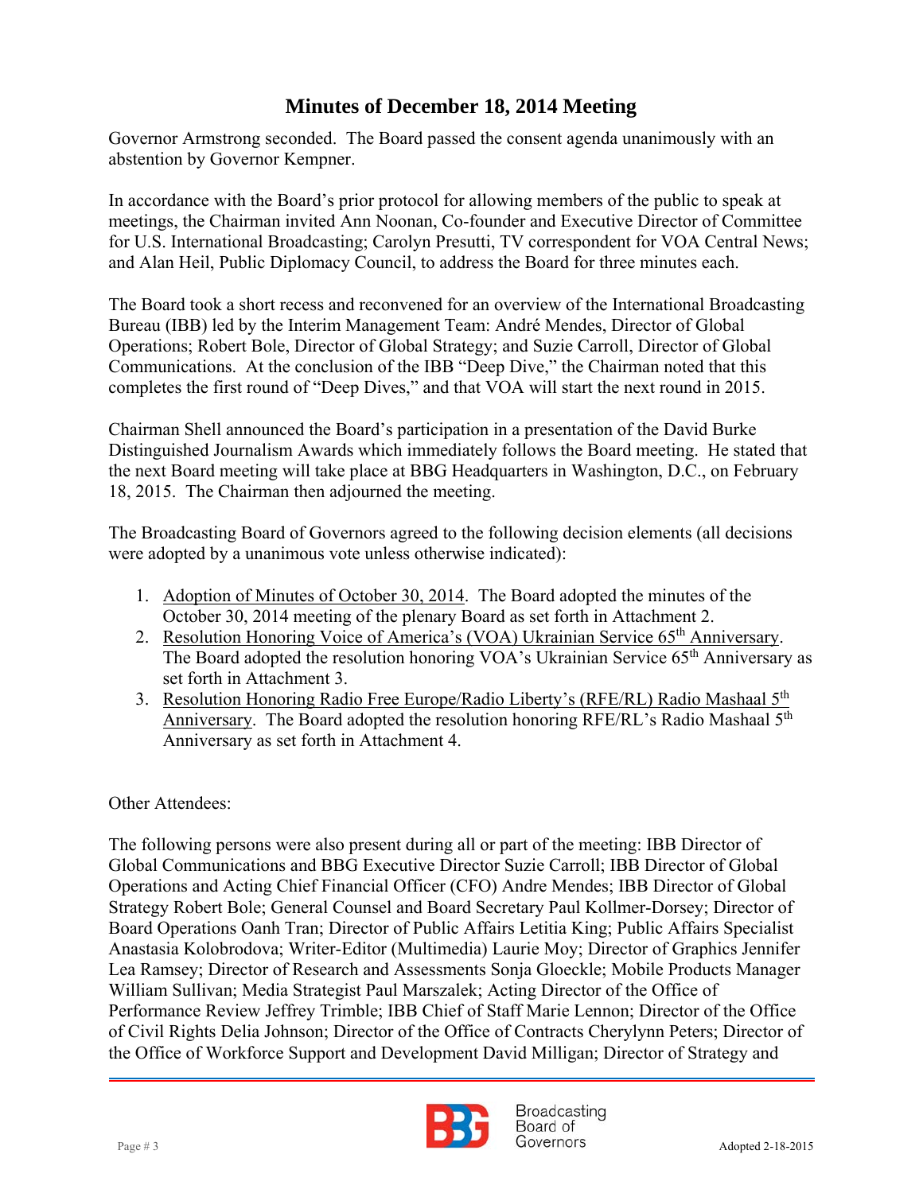# Minutes of December 18, 2014 Meeting

Governor Armstrong seconded. The Board passed the consent agenda unanimously with an abstention by Governor Kempner.

In accordance with the Board's prior protocol for allowing members of the public to speak at meetings, the Chairman invited Ann Noonan, Co-founder and Executive Director of Committee for U.S. International Broadcasting; Carolyn Presutti, TV correspondent for VOA Central News; and Alan Heil, Public Diplomacy Council, to address the Board for three minutes each.

The Board took a short recess and reconvened for an overview of the International Broadcasting Bureau (IBB) led by the Interim Management Team: André Mendes, Director of Global Operations; Robert Bole, Director of Global Strategy; and Suzie Carroll, Director of Global Communications. At the conclusion of the IBB "Deep Dive," the Chairman noted that this completes the first round of "Deep Dives," and that VOA will start the next round in 2015.

Chairman Shell announced the Board's participation in a presentation of the David Burke Distinguished Journalism Awards which immediately follows the Board meeting. He stated that the next Board meeting will take place at BBG Headquarters in Washington, D.C., on February 18, 2015. The Chairman then adjourned the meeting.

The Broadcasting Board of Governors agreed to the following decision elements (all decisions were adopted by a unanimous vote unless otherwise indicated):

1. Adoption of Minutes of October 30, 2014. The Board adopted the minutes of the October 30, 2014 meeting of the plenary Board as set forth in Attachment 2.
2. Resolution Honoring Voice of America's (VOA) Ukrainian Service 65th Anniversary. The Board adopted the resolution honoring VOA's Ukrainian Service 65th Anniversary as set forth in Attachment 3.
3. Resolution Honoring Radio Free Europe/Radio Liberty's (RFE/RL) Radio Mashaal 5th Anniversary. The Board adopted the resolution honoring RFE/RL's Radio Mashaal 5th Anniversary as set forth in Attachment 4.

Other Attendees:

The following persons were also present during all or part of the meeting: IBB Director of Global Communications and BBG Executive Director Suzie Carroll; IBB Director of Global Operations and Acting Chief Financial Officer (CFO) Andre Mendes; IBB Director of Global Strategy Robert Bole; General Counsel and Board Secretary Paul Kollmer-Dorsey; Director of Board Operations Oanh Tran; Director of Public Affairs Letitia King; Public Affairs Specialist Anastasia Kolobrodova; Writer-Editor (Multimedia) Laurie Moy; Director of Graphics Jennifer Lea Ramsey; Director of Research and Assessments Sonja Gloeckle; Mobile Products Manager William Sullivan; Media Strategist Paul Marszalek; Acting Director of the Office of Performance Review Jeffrey Trimble; IBB Chief of Staff Marie Lennon; Director of the Office of Civil Rights Delia Johnson; Director of the Office of Contracts Cherylynn Peters; Director of the Office of Workforce Support and Development David Milligan; Director of Strategy and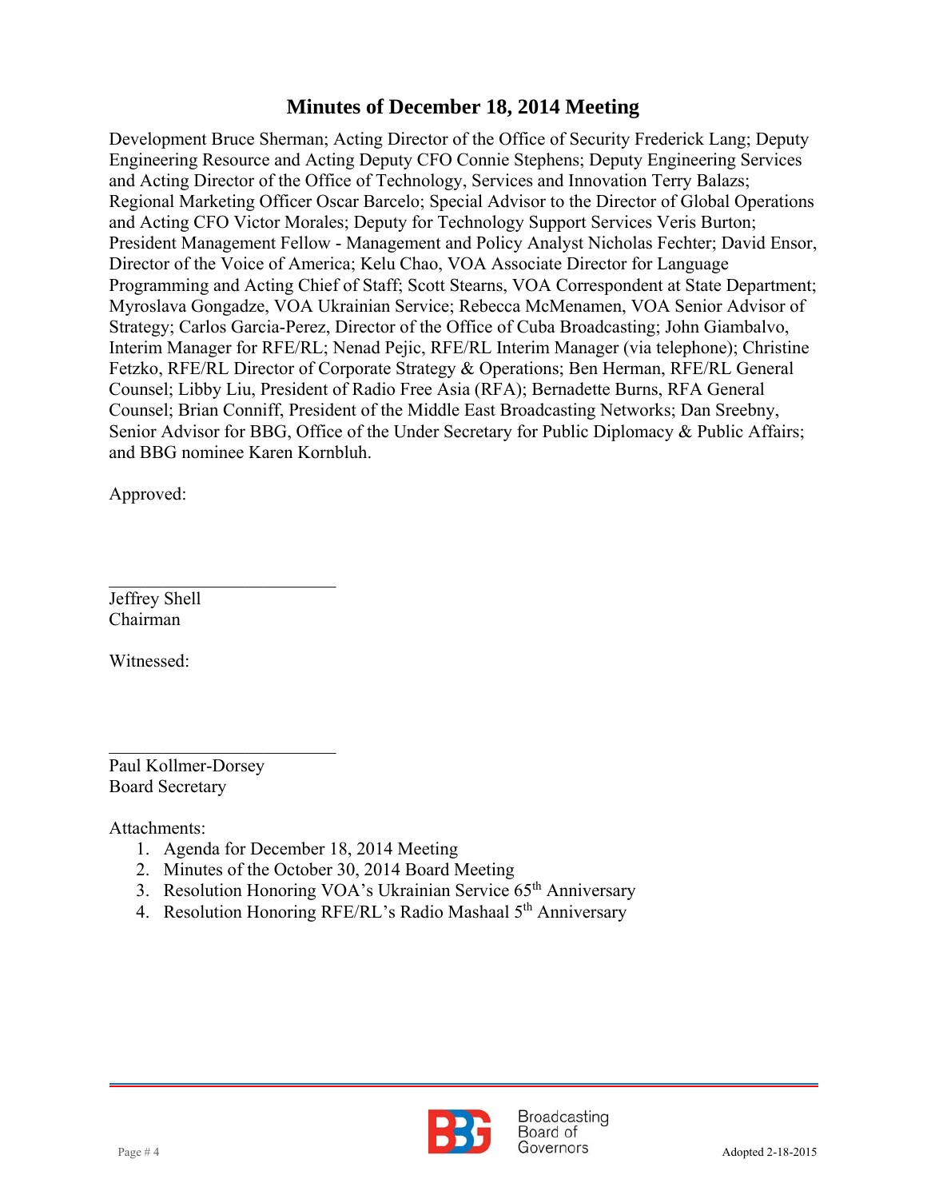## Minutes of December 18, 2014 Meeting

Development Bruce Sherman; Acting Director of the Office of Security Frederick Lang; Deputy Engineering Resource and Acting Deputy CFO Connie Stephens; Deputy Engineering Services and Acting Director of the Office of Technology, Services and Innovation Terry Balazs; Regional Marketing Officer Oscar Barcelo; Special Advisor to the Director of Global Operations and Acting CFO Victor Morales; Deputy for Technology Support Services Veris Burton; President Management Fellow - Management and Policy Analyst Nicholas Fechter; David Ensor, Director of the Voice of America; Kelu Chao, VOA Associate Director for Language Programming and Acting Chief of Staff; Scott Stearns, VOA Correspondent at State Department; Myroslava Gongadze, VOA Ukrainian Service; Rebecca McMenamen, VOA Senior Advisor of Strategy; Carlos Garcia-Perez, Director of the Office of Cuba Broadcasting; John Giambalvo, Interim Manager for RFE/RL; Nenad Pejic, RFE/RL Interim Manager (via telephone); Christine Fetzko, RFE/RL Director of Corporate Strategy & Operations; Ben Herman, RFE/RL General Counsel; Libby Liu, President of Radio Free Asia (RFA); Bernadette Burns, RFA General Counsel; Brian Conniff, President of the Middle East Broadcasting Networks; Dan Sreebny, Senior Advisor for BBG, Office of the Under Secretary for Public Diplomacy & Public Affairs; and BBG nominee Karen Kornbluh.

Approved:

\_\_\_\_\_\_\_\_\_\_\_\_\_\_\_\_\_\_\_\_\_\_\_\_\_\_\_
Jeffrey Shell
Chairman

Witnessed:

\_\_\_\_\_\_\_\_\_\_\_\_\_\_\_\_\_\_\_\_\_\_\_\_\_\_\_
Paul Kollmer-Dorsey
Board Secretary

Attachments:

1. Agenda for December 18, 2014 Meeting
2. Minutes of the October 30, 2014 Board Meeting
3. Resolution Honoring VOA's Ukrainian Service 65th Anniversary
4. Resolution Honoring RFE/RL's Radio Mashaal 5th Anniversary

Adopted 2-18-2015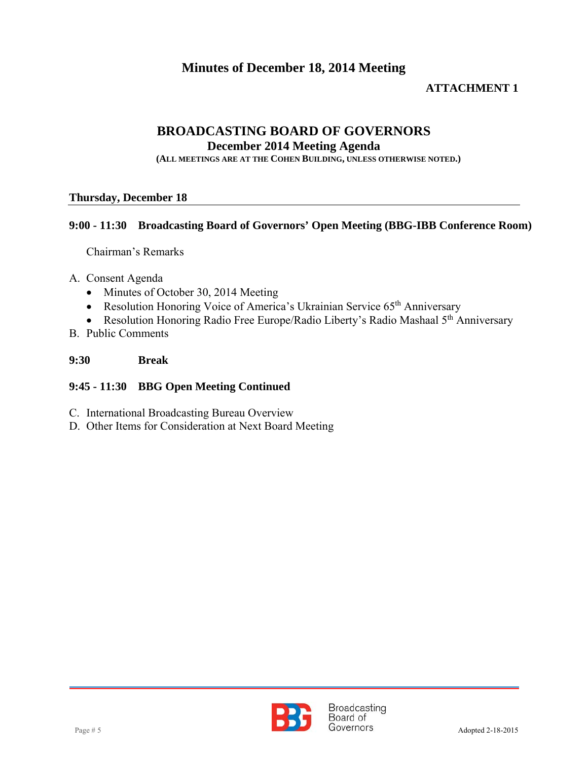**Minutes of December 18, 2014 Meeting**

**ATTACHMENT 1**

# BROADCASTING BOARD OF GOVERNORS

## December 2014 Meeting Agenda

**(ALL MEETINGS ARE AT THE COHEN BUILDING, UNLESS OTHERWISE NOTED.)**

**Thursday, December 18**

**9:00 - 11:30 Broadcasting Board of Governors' Open Meeting (BBG-IBB Conference Room)**

Chairman's Remarks

A. Consent Agenda
   - Minutes of October 30, 2014 Meeting
   - Resolution Honoring Voice of America's Ukrainian Service 65th Anniversary
   - Resolution Honoring Radio Free Europe/Radio Liberty's Radio Mashaal 5th Anniversary

B. Public Comments

**9:30 Break**

**9:45 - 11:30 BBG Open Meeting Continued**

C. International Broadcasting Bureau Overview

D. Other Items for Consideration at Next Board Meeting

Adopted 2-18-2015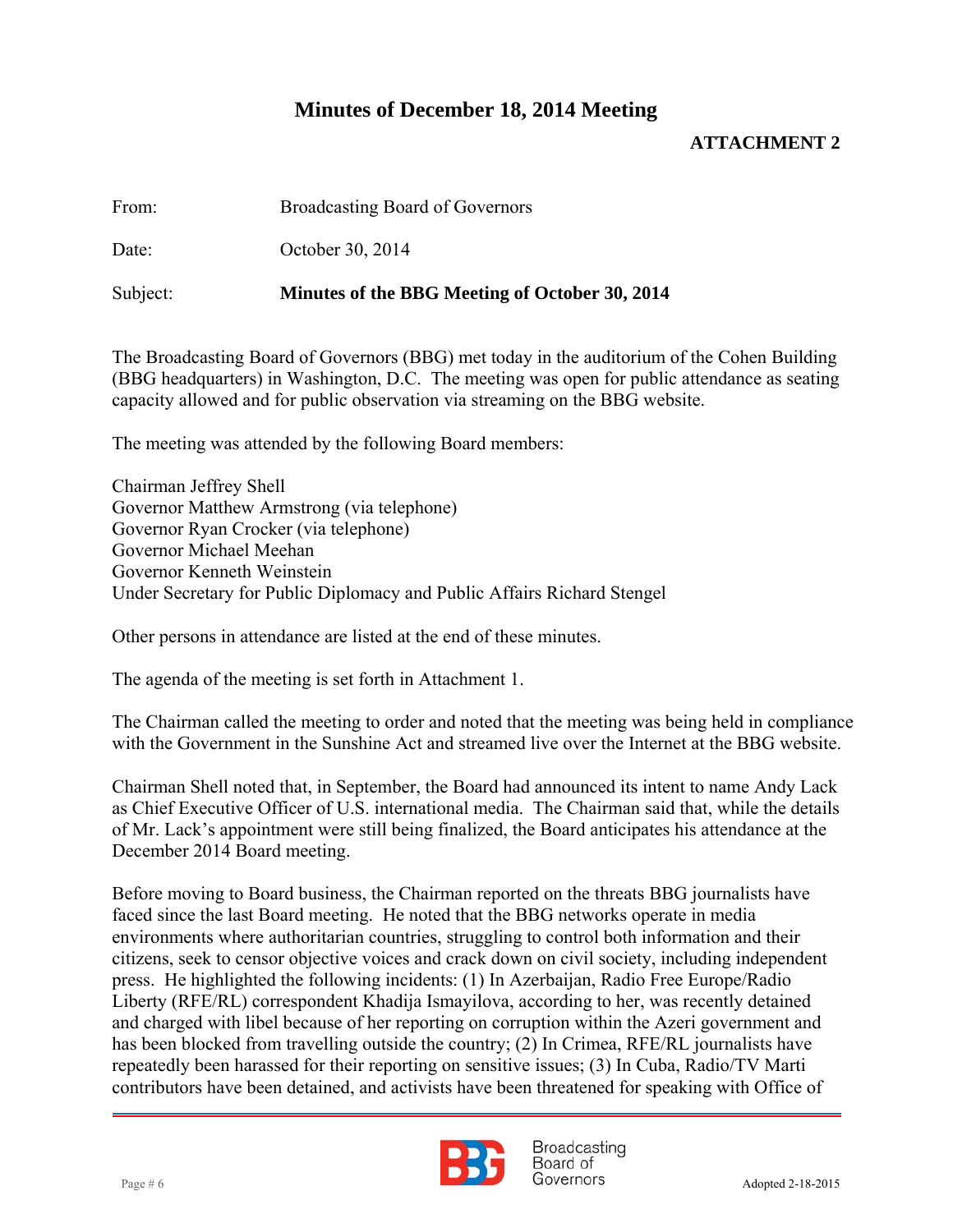# Minutes of December 18, 2014 Meeting

**ATTACHMENT 2**

From: Broadcasting Board of Governors

Date: October 30, 2014

Subject: **Minutes of the BBG Meeting of October 30, 2014**

The Broadcasting Board of Governors (BBG) met today in the auditorium of the Cohen Building (BBG headquarters) in Washington, D.C. The meeting was open for public attendance as seating capacity allowed and for public observation via streaming on the BBG website.

The meeting was attended by the following Board members:

Chairman Jeffrey Shell
Governor Matthew Armstrong (via telephone)
Governor Ryan Crocker (via telephone)
Governor Michael Meehan
Governor Kenneth Weinstein
Under Secretary for Public Diplomacy and Public Affairs Richard Stengel

Other persons in attendance are listed at the end of these minutes.

The agenda of the meeting is set forth in Attachment 1.

The Chairman called the meeting to order and noted that the meeting was being held in compliance with the Government in the Sunshine Act and streamed live over the Internet at the BBG website.

Chairman Shell noted that, in September, the Board had announced its intent to name Andy Lack as Chief Executive Officer of U.S. international media. The Chairman said that, while the details of Mr. Lack's appointment were still being finalized, the Board anticipates his attendance at the December 2014 Board meeting.

Before moving to Board business, the Chairman reported on the threats BBG journalists have faced since the last Board meeting. He noted that the BBG networks operate in media environments where authoritarian countries, struggling to control both information and their citizens, seek to censor objective voices and crack down on civil society, including independent press. He highlighted the following incidents: (1) In Azerbaijan, Radio Free Europe/Radio Liberty (RFE/RL) correspondent Khadija Ismayilova, according to her, was recently detained and charged with libel because of her reporting on corruption within the Azeri government and has been blocked from travelling outside the country; (2) In Crimea, RFE/RL journalists have repeatedly been harassed for their reporting on sensitive issues; (3) In Cuba, Radio/TV Marti contributors have been detained, and activists have been threatened for speaking with Office of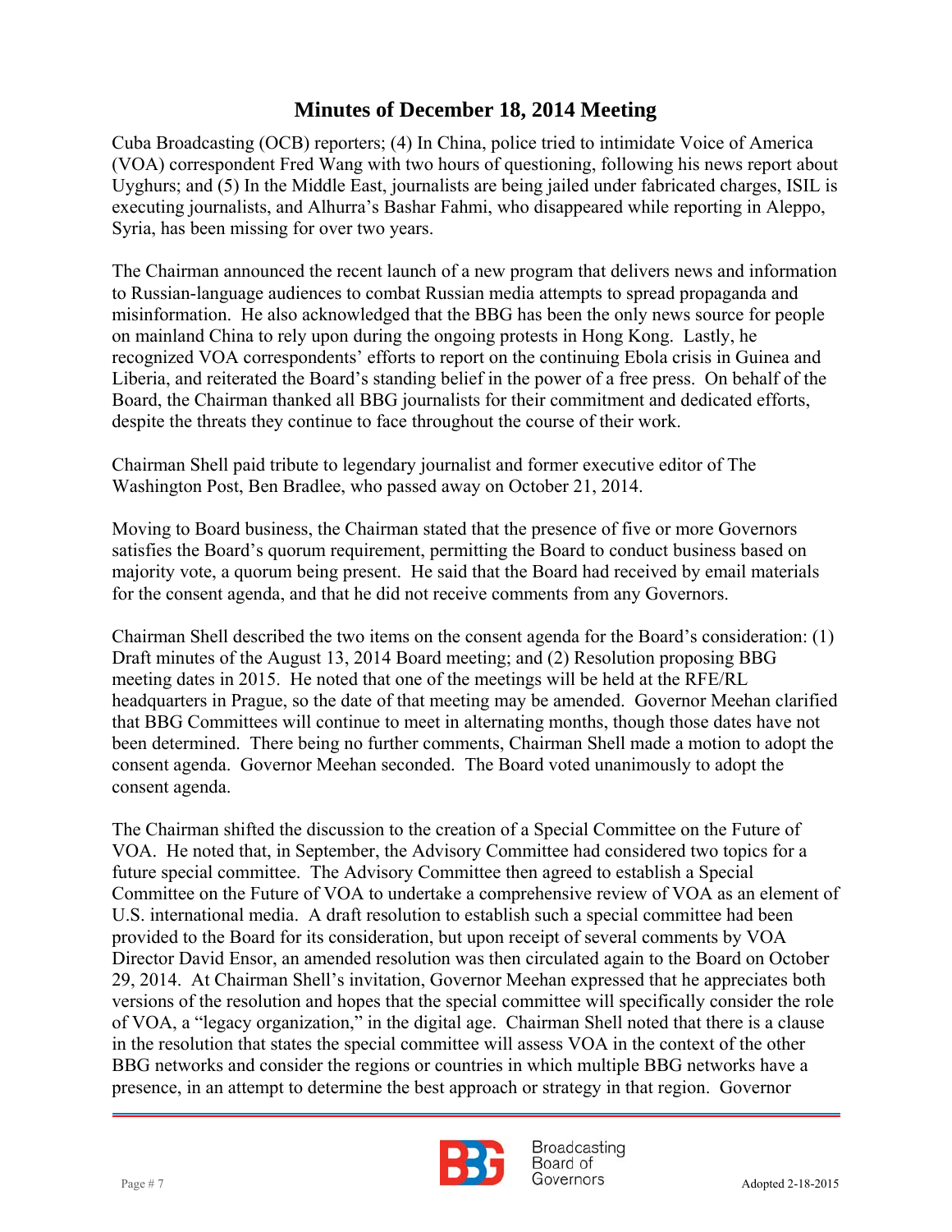Cuba Broadcasting (OCB) reporters; (4) In China, police tried to intimidate Voice of America (VOA) correspondent Fred Wang with two hours of questioning, following his news report about Uyghurs; and (5) In the Middle East, journalists are being jailed under fabricated charges, ISIL is executing journalists, and Alhurra's Bashar Fahmi, who disappeared while reporting in Aleppo, Syria, has been missing for over two years.

The Chairman announced the recent launch of a new program that delivers news and information to Russian-language audiences to combat Russian media attempts to spread propaganda and misinformation. He also acknowledged that the BBG has been the only news source for people on mainland China to rely upon during the ongoing protests in Hong Kong. Lastly, he recognized VOA correspondents' efforts to report on the continuing Ebola crisis in Guinea and Liberia, and reiterated the Board's standing belief in the power of a free press. On behalf of the Board, the Chairman thanked all BBG journalists for their commitment and dedicated efforts, despite the threats they continue to face throughout the course of their work.

Chairman Shell paid tribute to legendary journalist and former executive editor of The Washington Post, Ben Bradlee, who passed away on October 21, 2014.

Moving to Board business, the Chairman stated that the presence of five or more Governors satisfies the Board's quorum requirement, permitting the Board to conduct business based on majority vote, a quorum being present. He said that the Board had received by email materials for the consent agenda, and that he did not receive comments from any Governors.

Chairman Shell described the two items on the consent agenda for the Board's consideration: (1) Draft minutes of the August 13, 2014 Board meeting; and (2) Resolution proposing BBG meeting dates in 2015. He noted that one of the meetings will be held at the RFE/RL headquarters in Prague, so the date of that meeting may be amended. Governor Meehan clarified that BBG Committees will continue to meet in alternating months, though those dates have not been determined. There being no further comments, Chairman Shell made a motion to adopt the consent agenda. Governor Meehan seconded. The Board voted unanimously to adopt the consent agenda.

The Chairman shifted the discussion to the creation of a Special Committee on the Future of VOA. He noted that, in September, the Advisory Committee had considered two topics for a future special committee. The Advisory Committee then agreed to establish a Special Committee on the Future of VOA to undertake a comprehensive review of VOA as an element of U.S. international media. A draft resolution to establish such a special committee had been provided to the Board for its consideration, but upon receipt of several comments by VOA Director David Ensor, an amended resolution was then circulated again to the Board on October 29, 2014. At Chairman Shell's invitation, Governor Meehan expressed that he appreciates both versions of the resolution and hopes that the special committee will specifically consider the role of VOA, a "legacy organization," in the digital age. Chairman Shell noted that there is a clause in the resolution that states the special committee will assess VOA in the context of the other BBG networks and consider the regions or countries in which multiple BBG networks have a presence, in an attempt to determine the best approach or strategy in that region. Governor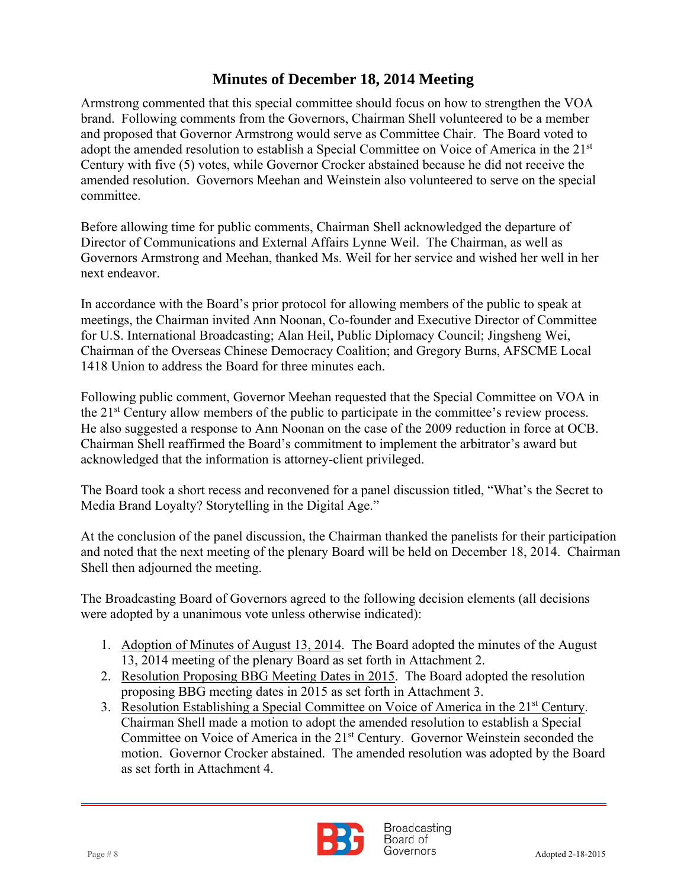# Minutes of December 18, 2014 Meeting

Armstrong commented that this special committee should focus on how to strengthen the VOA brand. Following comments from the Governors, Chairman Shell volunteered to be a member and proposed that Governor Armstrong would serve as Committee Chair. The Board voted to adopt the amended resolution to establish a Special Committee on Voice of America in the 21st Century with five (5) votes, while Governor Crocker abstained because he did not receive the amended resolution. Governors Meehan and Weinstein also volunteered to serve on the special committee.

Before allowing time for public comments, Chairman Shell acknowledged the departure of Director of Communications and External Affairs Lynne Weil. The Chairman, as well as Governors Armstrong and Meehan, thanked Ms. Weil for her service and wished her well in her next endeavor.

In accordance with the Board's prior protocol for allowing members of the public to speak at meetings, the Chairman invited Ann Noonan, Co-founder and Executive Director of Committee for U.S. International Broadcasting; Alan Heil, Public Diplomacy Council; Jingsheng Wei, Chairman of the Overseas Chinese Democracy Coalition; and Gregory Burns, AFSCME Local 1418 Union to address the Board for three minutes each.

Following public comment, Governor Meehan requested that the Special Committee on VOA in the 21st Century allow members of the public to participate in the committee's review process. He also suggested a response to Ann Noonan on the case of the 2009 reduction in force at OCB. Chairman Shell reaffirmed the Board's commitment to implement the arbitrator's award but acknowledged that the information is attorney-client privileged.

The Board took a short recess and reconvened for a panel discussion titled, "What's the Secret to Media Brand Loyalty? Storytelling in the Digital Age."

At the conclusion of the panel discussion, the Chairman thanked the panelists for their participation and noted that the next meeting of the plenary Board will be held on December 18, 2014. Chairman Shell then adjourned the meeting.

The Broadcasting Board of Governors agreed to the following decision elements (all decisions were adopted by a unanimous vote unless otherwise indicated):

1. Adoption of Minutes of August 13, 2014. The Board adopted the minutes of the August 13, 2014 meeting of the plenary Board as set forth in Attachment 2.
2. Resolution Proposing BBG Meeting Dates in 2015. The Board adopted the resolution proposing BBG meeting dates in 2015 as set forth in Attachment 3.
3. Resolution Establishing a Special Committee on Voice of America in the 21st Century. Chairman Shell made a motion to adopt the amended resolution to establish a Special Committee on Voice of America in the 21st Century. Governor Weinstein seconded the motion. Governor Crocker abstained. The amended resolution was adopted by the Board as set forth in Attachment 4.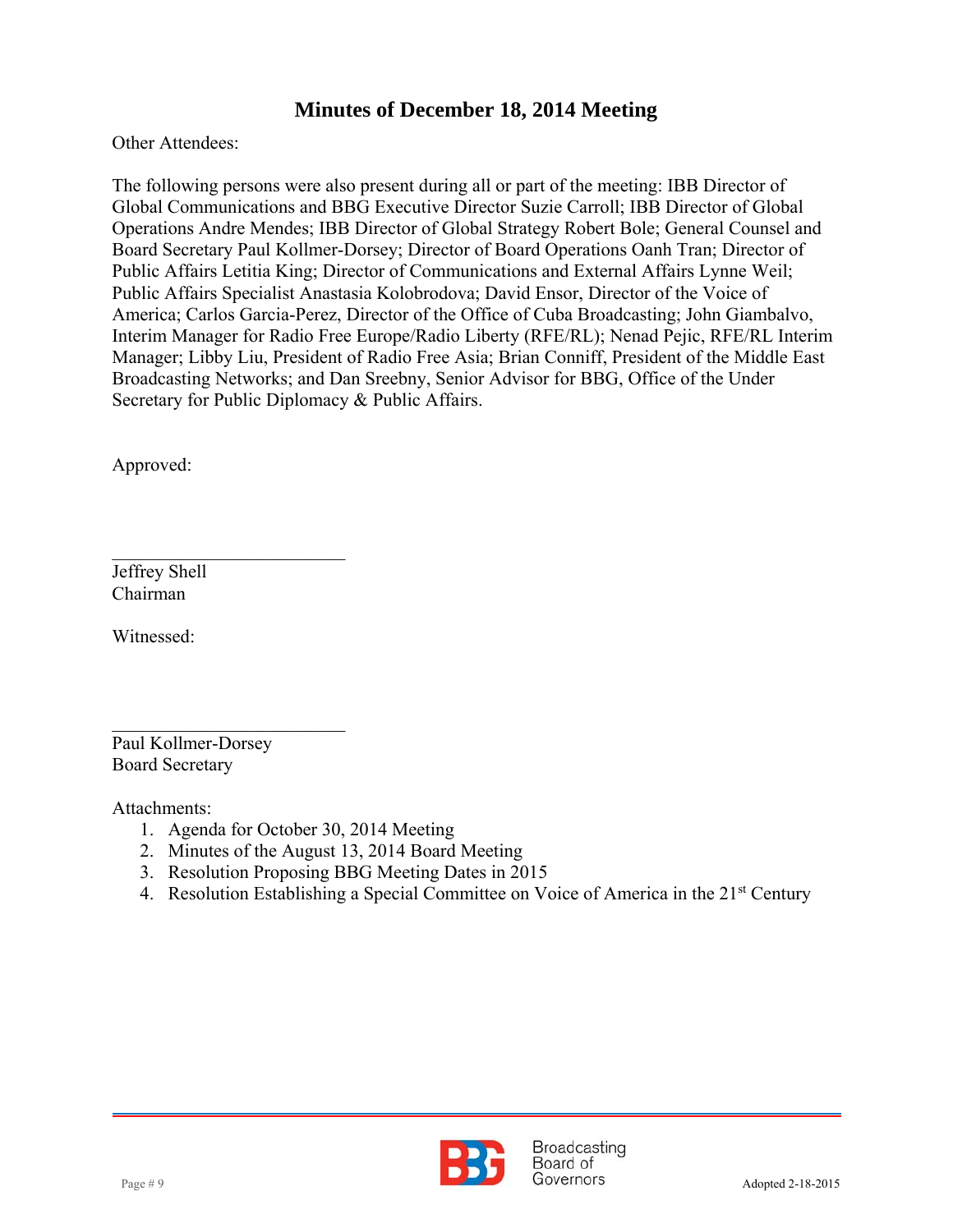## Minutes of December 18, 2014 Meeting

Other Attendees:

The following persons were also present during all or part of the meeting: IBB Director of Global Communications and BBG Executive Director Suzie Carroll; IBB Director of Global Operations Andre Mendes; IBB Director of Global Strategy Robert Bole; General Counsel and Board Secretary Paul Kollmer-Dorsey; Director of Board Operations Oanh Tran; Director of Public Affairs Letitia King; Director of Communications and External Affairs Lynne Weil; Public Affairs Specialist Anastasia Kolobrodova; David Ensor, Director of the Voice of America; Carlos Garcia-Perez, Director of the Office of Cuba Broadcasting; John Giambalvo, Interim Manager for Radio Free Europe/Radio Liberty (RFE/RL); Nenad Pejic, RFE/RL Interim Manager; Libby Liu, President of Radio Free Asia; Brian Conniff, President of the Middle East Broadcasting Networks; and Dan Sreebny, Senior Advisor for BBG, Office of the Under Secretary for Public Diplomacy & Public Affairs.

Approved:

\_\_\_\_\_\_\_\_\_\_\_\_\_\_\_\_\_\_\_\_\_\_\_\_\_\_
Jeffrey Shell
Chairman

Witnessed:

\_\_\_\_\_\_\_\_\_\_\_\_\_\_\_\_\_\_\_\_\_\_\_\_\_\_
Paul Kollmer-Dorsey
Board Secretary

Attachments:

1. Agenda for October 30, 2014 Meeting
2. Minutes of the August 13, 2014 Board Meeting
3. Resolution Proposing BBG Meeting Dates in 2015
4. Resolution Establishing a Special Committee on Voice of America in the 21st Century

Adopted 2-18-2015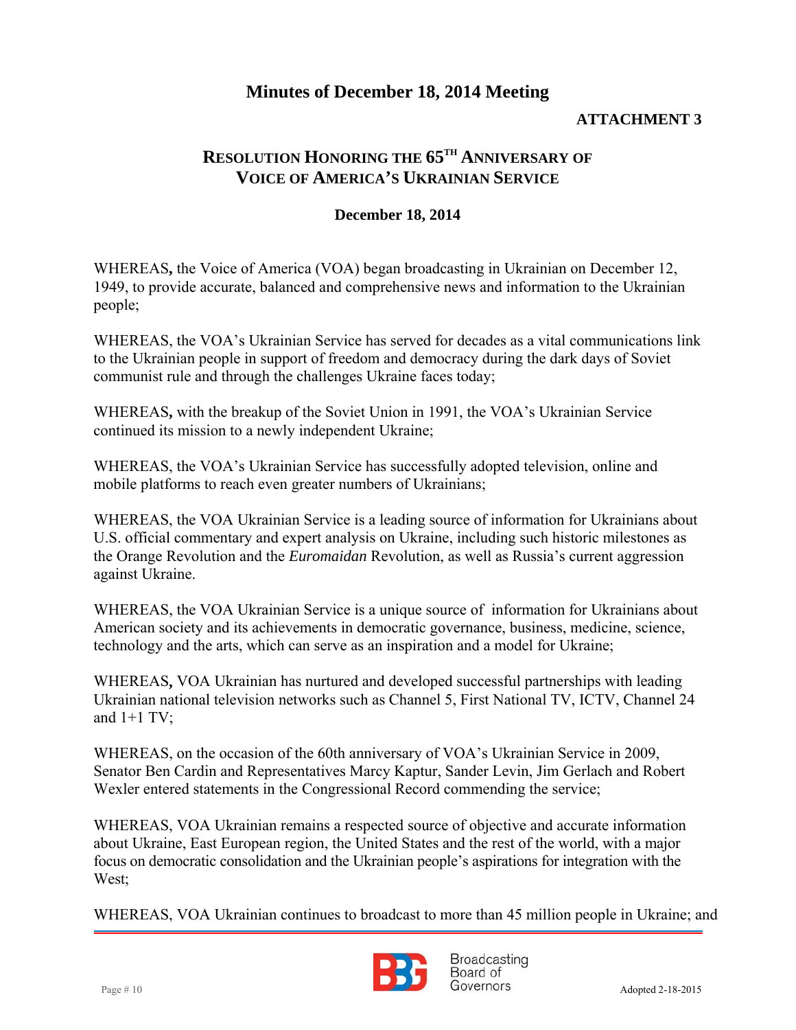# Minutes of December 18, 2014 Meeting

**ATTACHMENT 3**

## RESOLUTION HONORING THE 65TH ANNIVERSARY OF VOICE OF AMERICA'S UKRAINIAN SERVICE

**December 18, 2014**

WHEREAS**,** the Voice of America (VOA) began broadcasting in Ukrainian on December 12, 1949, to provide accurate, balanced and comprehensive news and information to the Ukrainian people;

WHEREAS, the VOA's Ukrainian Service has served for decades as a vital communications link to the Ukrainian people in support of freedom and democracy during the dark days of Soviet communist rule and through the challenges Ukraine faces today;

WHEREAS**,** with the breakup of the Soviet Union in 1991, the VOA's Ukrainian Service continued its mission to a newly independent Ukraine;

WHEREAS, the VOA's Ukrainian Service has successfully adopted television, online and mobile platforms to reach even greater numbers of Ukrainians;

WHEREAS, the VOA Ukrainian Service is a leading source of information for Ukrainians about U.S. official commentary and expert analysis on Ukraine, including such historic milestones as the Orange Revolution and the *Euromaidan* Revolution, as well as Russia's current aggression against Ukraine.

WHEREAS, the VOA Ukrainian Service is a unique source of information for Ukrainians about American society and its achievements in democratic governance, business, medicine, science, technology and the arts, which can serve as an inspiration and a model for Ukraine;

WHEREAS**,** VOA Ukrainian has nurtured and developed successful partnerships with leading Ukrainian national television networks such as Channel 5, First National TV, ICTV, Channel 24 and 1+1 TV;

WHEREAS, on the occasion of the 60th anniversary of VOA's Ukrainian Service in 2009, Senator Ben Cardin and Representatives Marcy Kaptur, Sander Levin, Jim Gerlach and Robert Wexler entered statements in the Congressional Record commending the service;

WHEREAS, VOA Ukrainian remains a respected source of objective and accurate information about Ukraine, East European region, the United States and the rest of the world, with a major focus on democratic consolidation and the Ukrainian people's aspirations for integration with the West;

WHEREAS, VOA Ukrainian continues to broadcast to more than 45 million people in Ukraine; and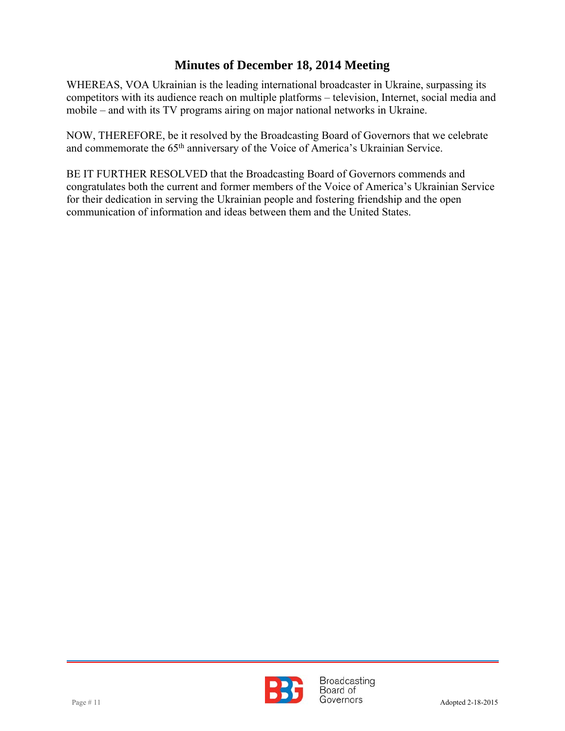## Minutes of December 18, 2014 Meeting

WHEREAS, VOA Ukrainian is the leading international broadcaster in Ukraine, surpassing its competitors with its audience reach on multiple platforms – television, Internet, social media and mobile – and with its TV programs airing on major national networks in Ukraine.

NOW, THEREFORE, be it resolved by the Broadcasting Board of Governors that we celebrate and commemorate the 65th anniversary of the Voice of America's Ukrainian Service.

BE IT FURTHER RESOLVED that the Broadcasting Board of Governors commends and congratulates both the current and former members of the Voice of America's Ukrainian Service for their dedication in serving the Ukrainian people and fostering friendship and the open communication of information and ideas between them and the United States.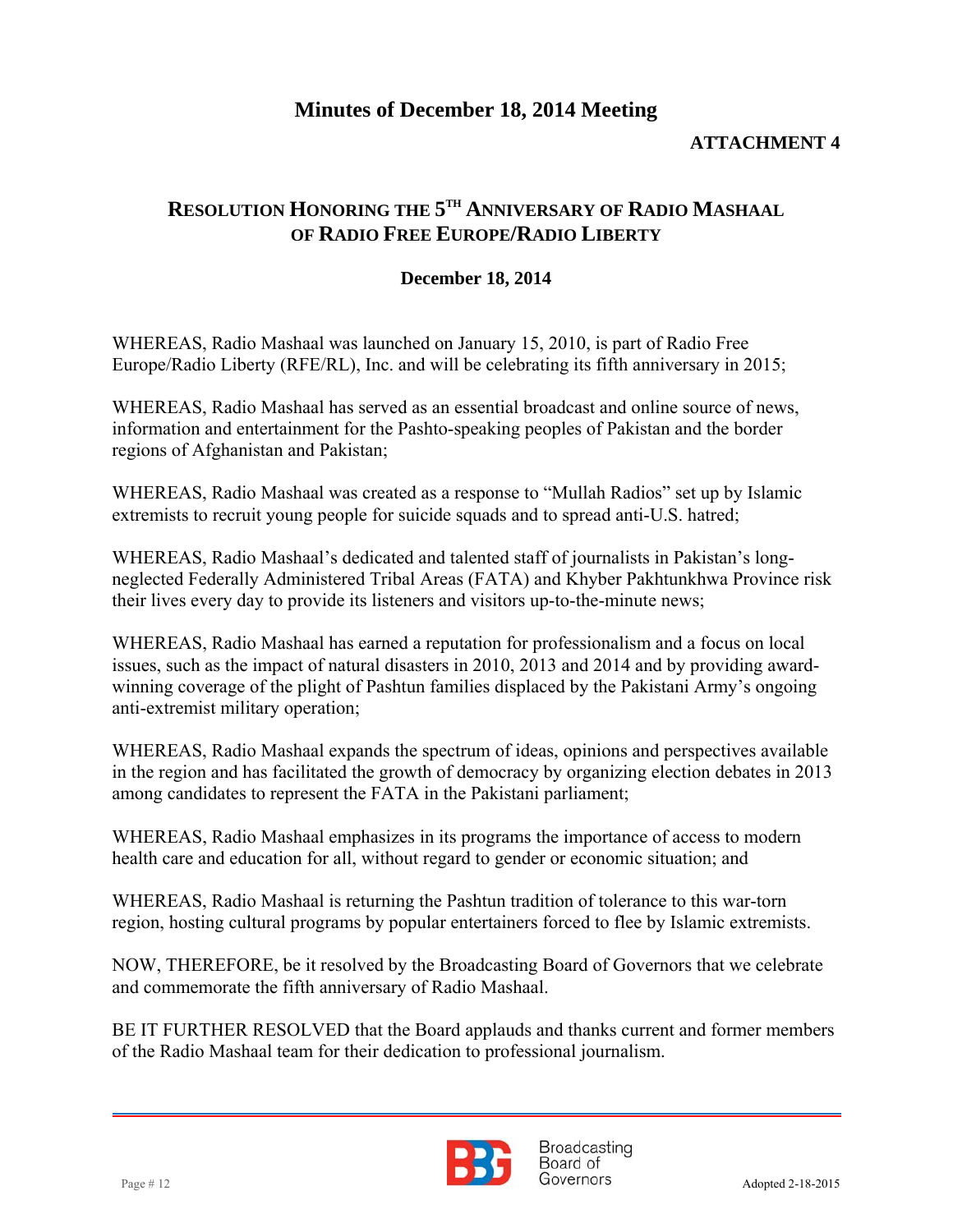# Minutes of December 18, 2014 Meeting

**ATTACHMENT 4**

## Resolution Honoring the 5th Anniversary of Radio Mashaal of Radio Free Europe/Radio Liberty

**December 18, 2014**

WHEREAS, Radio Mashaal was launched on January 15, 2010, is part of Radio Free Europe/Radio Liberty (RFE/RL), Inc. and will be celebrating its fifth anniversary in 2015;

WHEREAS, Radio Mashaal has served as an essential broadcast and online source of news, information and entertainment for the Pashto-speaking peoples of Pakistan and the border regions of Afghanistan and Pakistan;

WHEREAS, Radio Mashaal was created as a response to "Mullah Radios" set up by Islamic extremists to recruit young people for suicide squads and to spread anti-U.S. hatred;

WHEREAS, Radio Mashaal's dedicated and talented staff of journalists in Pakistan's long-neglected Federally Administered Tribal Areas (FATA) and Khyber Pakhtunkhwa Province risk their lives every day to provide its listeners and visitors up-to-the-minute news;

WHEREAS, Radio Mashaal has earned a reputation for professionalism and a focus on local issues, such as the impact of natural disasters in 2010, 2013 and 2014 and by providing award-winning coverage of the plight of Pashtun families displaced by the Pakistani Army's ongoing anti-extremist military operation;

WHEREAS, Radio Mashaal expands the spectrum of ideas, opinions and perspectives available in the region and has facilitated the growth of democracy by organizing election debates in 2013 among candidates to represent the FATA in the Pakistani parliament;

WHEREAS, Radio Mashaal emphasizes in its programs the importance of access to modern health care and education for all, without regard to gender or economic situation; and

WHEREAS, Radio Mashaal is returning the Pashtun tradition of tolerance to this war-torn region, hosting cultural programs by popular entertainers forced to flee by Islamic extremists.

NOW, THEREFORE, be it resolved by the Broadcasting Board of Governors that we celebrate and commemorate the fifth anniversary of Radio Mashaal.

BE IT FURTHER RESOLVED that the Board applauds and thanks current and former members of the Radio Mashaal team for their dedication to professional journalism.